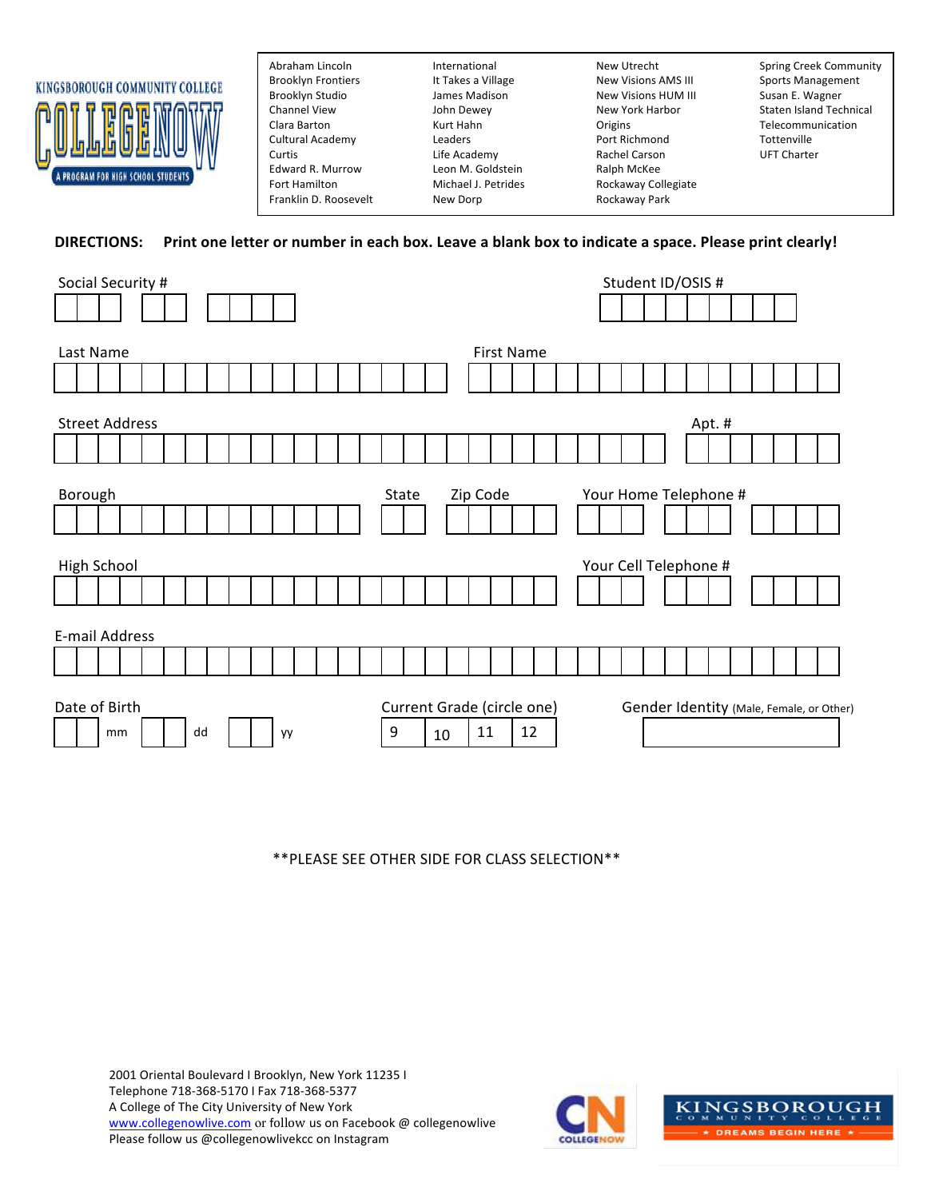KINGSBOROUGH COMMUNITY COLLEGE

# COLLEGE NOW

A PROGRAM FOR HIGH SCHOOL STUDENTS

| | | | |
|---|---|---|---|
| Abraham Lincoln | International | New Utrecht | Spring Creek Community |
| Brooklyn Frontiers | It Takes a Village | New Visions AMS III | Sports Management |
| Brooklyn Studio | James Madison | New Visions HUM III | Susan E. Wagner |
| Channel View | John Dewey | New York Harbor | Staten Island Technical |
| Clara Barton | Kurt Hahn | Origins | Telecommunication |
| Cultural Academy | Leaders | Port Richmond | Tottenville |
| Curtis | Life Academy | Rachel Carson | UFT Charter |
| Edward R. Murrow | Leon M. Goldstein | Ralph McKee | |
| Fort Hamilton | Michael J. Petrides | Rockaway Collegiate | |
| Franklin D. Roosevelt | New Dorp | Rockaway Park | |

**DIRECTIONS: Print one letter or number in each box. Leave a blank box to indicate a space. Please print clearly!**

Social Security # ☐☐☐ ☐☐ ☐☐☐☐

Student ID/OSIS # ☐☐☐☐☐☐☐☐☐

Last Name

First Name

Street Address

Apt. #

Borough

State

Zip Code

Your Home Telephone #

High School

Your Cell Telephone #

E-mail Address

Date of Birth ☐☐ mm ☐☐ dd ☐☐ yy

Current Grade (circle one): 9 | 10 | 11 | 12

Gender Identity (Male, Female, or Other)

**PLEASE SEE OTHER SIDE FOR CLASS SELECTION**

2001 Oriental Boulevard I Brooklyn, New York 11235 I
Telephone 718-368-5170 I Fax 718-368-5377
A College of The City University of New York
www.collegenowlive.com or follow us on Facebook @ collegenowlive
Please follow us @collegenowlivekcc on Instagram

CN COLLEGENOW

KINGSBOROUGH COMMUNITY COLLEGE ★ DREAMS BEGIN HERE ★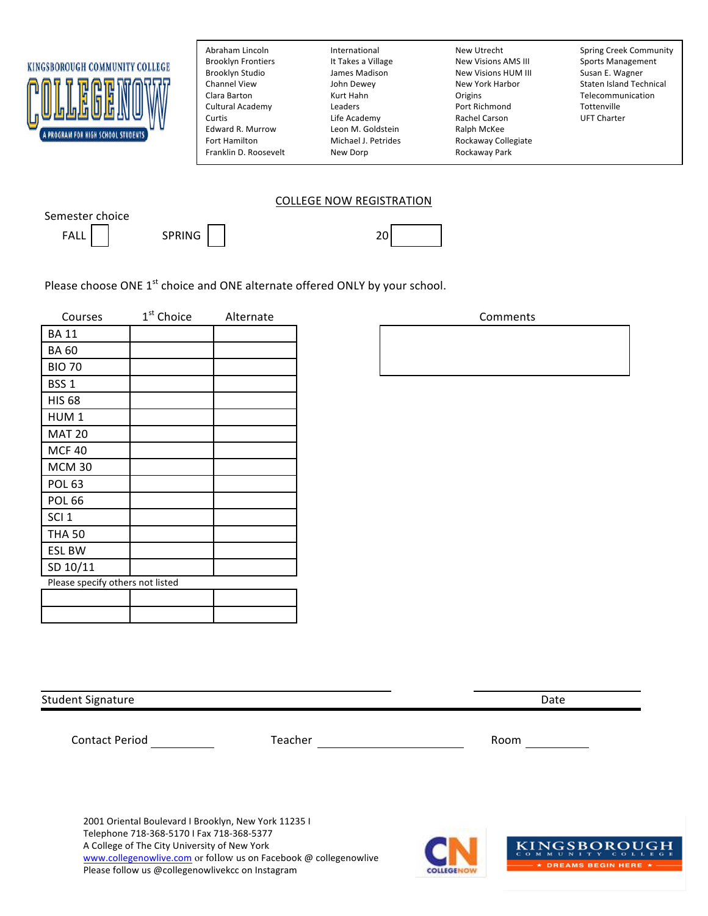KINGSBOROUGH COMMUNITY COLLEGE

COLLEGE NOW

A PROGRAM FOR HIGH SCHOOL STUDENTS

| | | | |
|---|---|---|---|
| Abraham Lincoln | International | New Utrecht | Spring Creek Community |
| Brooklyn Frontiers | It Takes a Village | New Visions AMS III | Sports Management |
| Brooklyn Studio | James Madison | New Visions HUM III | Susan E. Wagner |
| Channel View | John Dewey | New York Harbor | Staten Island Technical |
| Clara Barton | Kurt Hahn | Origins | Telecommunication |
| Cultural Academy | Leaders | Port Richmond | Tottenville |
| Curtis | Life Academy | Rachel Carson | UFT Charter |
| Edward R. Murrow | Leon M. Goldstein | Ralph McKee | |
| Fort Hamilton | Michael J. Petrides | Rockaway Collegiate | |
| Franklin D. Roosevelt | New Dorp | Rockaway Park | |

## COLLEGE NOW REGISTRATION

Semester choice

FALL ☐ SPRING ☐ 20____

Please choose ONE 1st choice and ONE alternate offered ONLY by your school.

| Courses | 1st Choice | Alternate |
|---|---|---|
| BA 11 | | |
| BA 60 | | |
| BIO 70 | | |
| BSS 1 | | |
| HIS 68 | | |
| HUM 1 | | |
| MAT 20 | | |
| MCF 40 | | |
| MCM 30 | | |
| POL 63 | | |
| POL 66 | | |
| SCI 1 | | |
| THA 50 | | |
| ESL BW | | |
| SD 10/11 | | |
| Please specify others not listed | | |
| | | |
| | | |

Comments

Student Signature ________________________ Date ____________

Contact Period __________ Teacher ____________________ Room __________

2001 Oriental Boulevard I Brooklyn, New York 11235 I
Telephone 718-368-5170 I Fax 718-368-5377
A College of The City University of New York
www.collegenowlive.com or follow us on Facebook @ collegenowlive
Please follow us @collegenowlivekcc on Instagram

CN COLLEGENOW

KINGSBOROUGH COMMUNITY COLLEGE
★ DREAMS BEGIN HERE ★